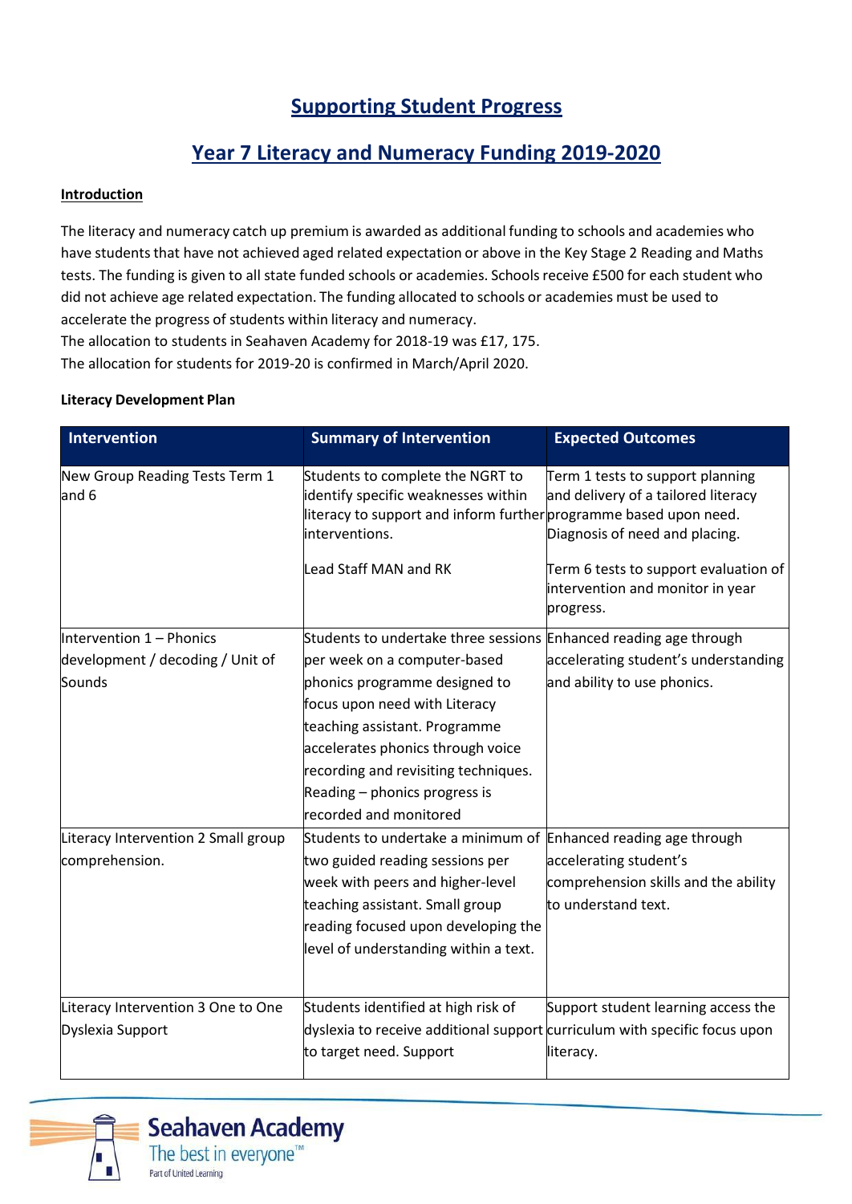# Supporting Student Progress

## Year 7 Literacy and Numeracy Funding 2019-2020

**Introduction**

The literacy and numeracy catch up premium is awarded as additional funding to schools and academies who have students that have not achieved aged related expectation or above in the Key Stage 2 Reading and Maths tests. The funding is given to all state funded schools or academies. Schools receive £500 for each student who did not achieve age related expectation. The funding allocated to schools or academies must be used to accelerate the progress of students within literacy and numeracy.
The allocation to students in Seahaven Academy for 2018-19 was £17, 175.
The allocation for students for 2019-20 is confirmed in March/April 2020.

**Literacy Development Plan**

| Intervention | Summary of Intervention | Expected Outcomes |
|---|---|---|
| New Group Reading Tests Term 1 and 6 | Students to complete the NGRT to identify specific weaknesses within literacy to support and inform further interventions.<br><br>Lead Staff MAN and RK | Term 1 tests to support planning and delivery of a tailored literacy programme based upon need. Diagnosis of need and placing.<br><br>Term 6 tests to support evaluation of intervention and monitor in year progress. |
| Intervention 1 – Phonics development / decoding / Unit of Sounds | Students to undertake three sessions per week on a computer-based phonics programme designed to focus upon need with Literacy teaching assistant. Programme accelerates phonics through voice recording and revisiting techniques. Reading – phonics progress is recorded and monitored | Enhanced reading age through accelerating student's understanding and ability to use phonics. |
| Literacy Intervention 2 Small group comprehension. | Students to undertake a minimum of two guided reading sessions per week with peers and higher-level teaching assistant. Small group reading focused upon developing the level of understanding within a text. | Enhanced reading age through accelerating student's comprehension skills and the ability to understand text. |
| Literacy Intervention 3 One to One Dyslexia Support | Students identified at high risk of dyslexia to receive additional support to target need. Support | Support student learning access the curriculum with specific focus upon literacy. |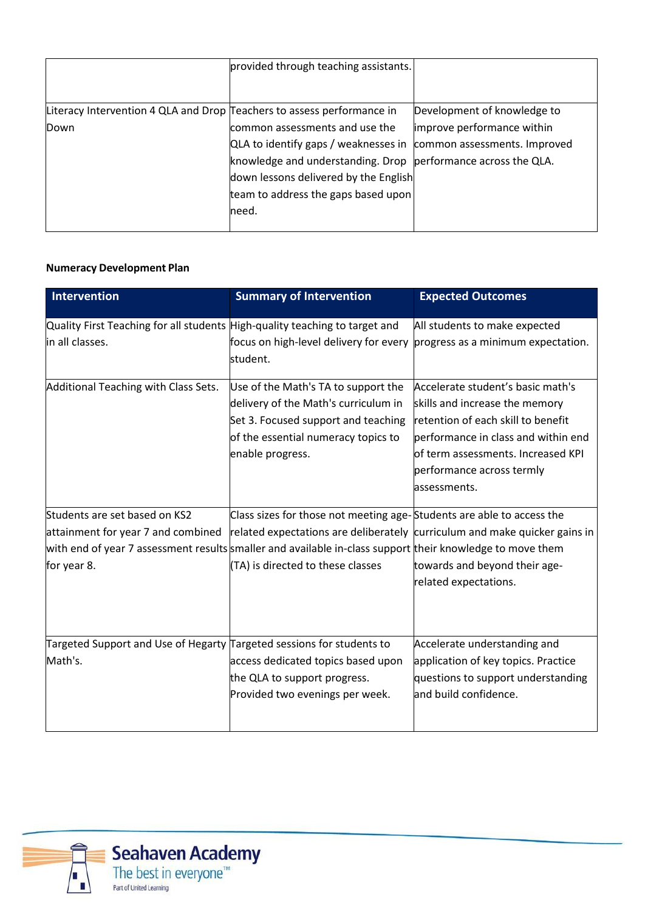| | | |
|---|---|---|
| | provided through teaching assistants. | |
| Literacy Intervention 4 QLA and Drop Down | Teachers to assess performance in common assessments and use the QLA to identify gaps / weaknesses in knowledge and understanding. Drop down lessons delivered by the English team to address the gaps based upon need. | Development of knowledge to improve performance within common assessments. Improved performance across the QLA. |

**Numeracy Development Plan**

| Intervention | Summary of Intervention | Expected Outcomes |
|---|---|---|
| Quality First Teaching for all students in all classes. | High-quality teaching to target and focus on high-level delivery for every student. | All students to make expected progress as a minimum expectation. |
| Additional Teaching with Class Sets. | Use of the Math's TA to support the delivery of the Math's curriculum in Set 3. Focused support and teaching of the essential numeracy topics to enable progress. | Accelerate student's basic math's skills and increase the memory retention of each skill to benefit performance in class and within end of term assessments. Increased KPI performance across termly assessments. |
| Students are set based on KS2 attainment for year 7 and combined with end of year 7 assessment results for year 8. | Class sizes for those not meeting age-related expectations are deliberately smaller and available in-class support (TA) is directed to these classes | Students are able to access the curriculum and make quicker gains in their knowledge to move them towards and beyond their age-related expectations. |
| Targeted Support and Use of Hegarty Math's. | Targeted sessions for students to access dedicated topics based upon the QLA to support progress. Provided two evenings per week. | Accelerate understanding and application of key topics. Practice questions to support understanding and build confidence. |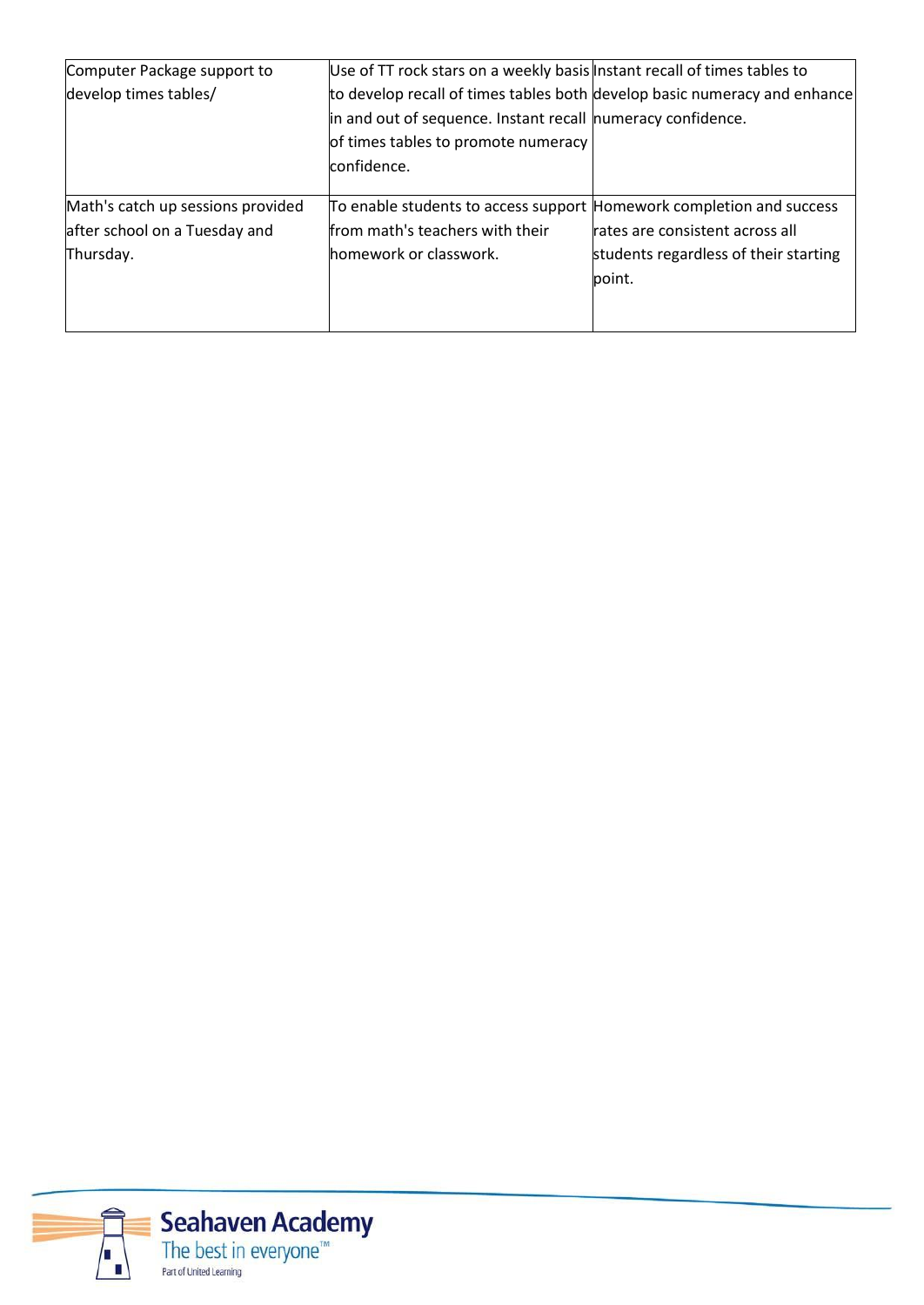| | | |
|---|---|---|
| Computer Package support to develop times tables/ | Use of TT rock stars on a weekly basis to develop recall of times tables both in and out of sequence. Instant recall of times tables to promote numeracy confidence. | Instant recall of times tables to develop basic numeracy and enhance numeracy confidence. |
| Math's catch up sessions provided after school on a Tuesday and Thursday. | To enable students to access support from math's teachers with their homework or classwork. | Homework completion and success rates are consistent across all students regardless of their starting point. |